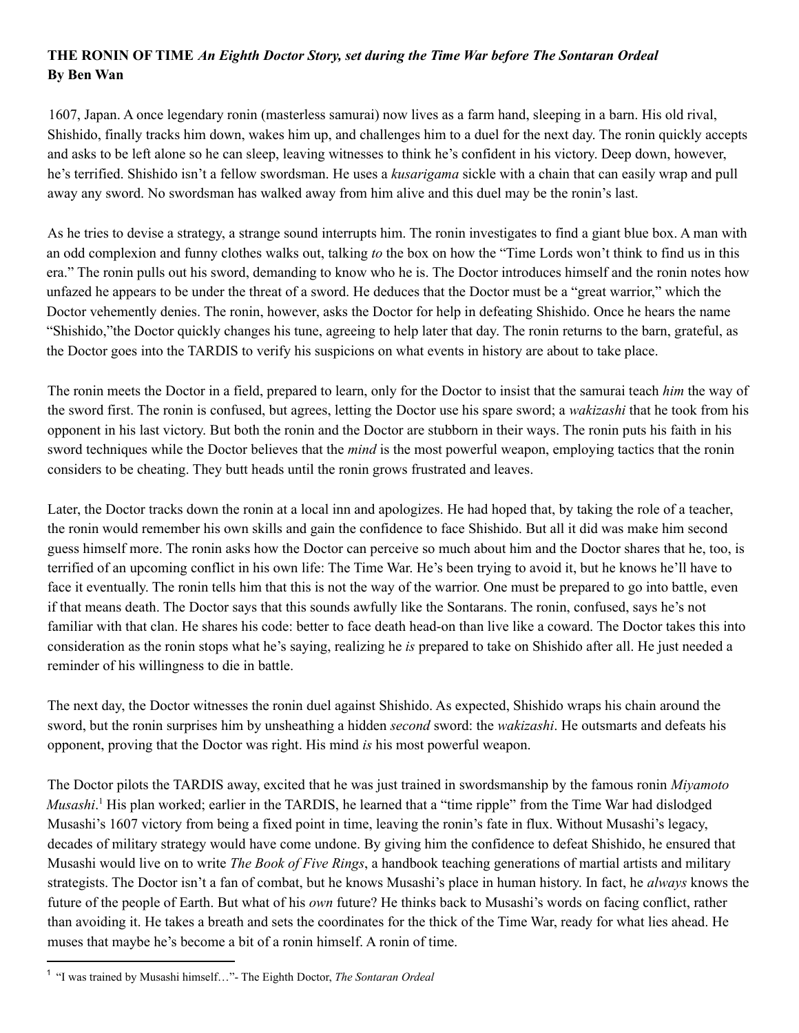**THE RONIN OF TIME** ***An Eighth Doctor Story, set during the Time War before The Sontaran Ordeal***
**By Ben Wan**

1607, Japan. A once legendary ronin (masterless samurai) now lives as a farm hand, sleeping in a barn. His old rival, Shishido, finally tracks him down, wakes him up, and challenges him to a duel for the next day. The ronin quickly accepts and asks to be left alone so he can sleep, leaving witnesses to think he's confident in his victory. Deep down, however, he's terrified. Shishido isn't a fellow swordsman. He uses a *kusarigama* sickle with a chain that can easily wrap and pull away any sword. No swordsman has walked away from him alive and this duel may be the ronin's last.

As he tries to devise a strategy, a strange sound interrupts him. The ronin investigates to find a giant blue box. A man with an odd complexion and funny clothes walks out, talking *to* the box on how the "Time Lords won't think to find us in this era." The ronin pulls out his sword, demanding to know who he is. The Doctor introduces himself and the ronin notes how unfazed he appears to be under the threat of a sword. He deduces that the Doctor must be a "great warrior," which the Doctor vehemently denies. The ronin, however, asks the Doctor for help in defeating Shishido. Once he hears the name "Shishido,"the Doctor quickly changes his tune, agreeing to help later that day. The ronin returns to the barn, grateful, as the Doctor goes into the TARDIS to verify his suspicions on what events in history are about to take place.

The ronin meets the Doctor in a field, prepared to learn, only for the Doctor to insist that the samurai teach *him* the way of the sword first. The ronin is confused, but agrees, letting the Doctor use his spare sword; a *wakizashi* that he took from his opponent in his last victory. But both the ronin and the Doctor are stubborn in their ways. The ronin puts his faith in his sword techniques while the Doctor believes that the *mind* is the most powerful weapon, employing tactics that the ronin considers to be cheating. They butt heads until the ronin grows frustrated and leaves.

Later, the Doctor tracks down the ronin at a local inn and apologizes. He had hoped that, by taking the role of a teacher, the ronin would remember his own skills and gain the confidence to face Shishido. But all it did was make him second guess himself more. The ronin asks how the Doctor can perceive so much about him and the Doctor shares that he, too, is terrified of an upcoming conflict in his own life: The Time War. He's been trying to avoid it, but he knows he'll have to face it eventually. The ronin tells him that this is not the way of the warrior. One must be prepared to go into battle, even if that means death. The Doctor says that this sounds awfully like the Sontarans. The ronin, confused, says he's not familiar with that clan. He shares his code: better to face death head-on than live like a coward. The Doctor takes this into consideration as the ronin stops what he's saying, realizing he *is* prepared to take on Shishido after all. He just needed a reminder of his willingness to die in battle.

The next day, the Doctor witnesses the ronin duel against Shishido. As expected, Shishido wraps his chain around the sword, but the ronin surprises him by unsheathing a hidden *second* sword: the *wakizashi*. He outsmarts and defeats his opponent, proving that the Doctor was right. His mind *is* his most powerful weapon.

The Doctor pilots the TARDIS away, excited that he was just trained in swordsmanship by the famous ronin *Miyamoto Musashi*.[1] His plan worked; earlier in the TARDIS, he learned that a "time ripple" from the Time War had dislodged Musashi's 1607 victory from being a fixed point in time, leaving the ronin's fate in flux. Without Musashi's legacy, decades of military strategy would have come undone. By giving him the confidence to defeat Shishido, he ensured that Musashi would live on to write *The Book of Five Rings*, a handbook teaching generations of martial artists and military strategists. The Doctor isn't a fan of combat, but he knows Musashi's place in human history. In fact, he *always* knows the future of the people of Earth. But what of his *own* future? He thinks back to Musashi's words on facing conflict, rather than avoiding it. He takes a breath and sets the coordinates for the thick of the Time War, ready for what lies ahead. He muses that maybe he's become a bit of a ronin himself. A ronin of time.

---

[1] "I was trained by Musashi himself…"- The Eighth Doctor, *The Sontaran Ordeal*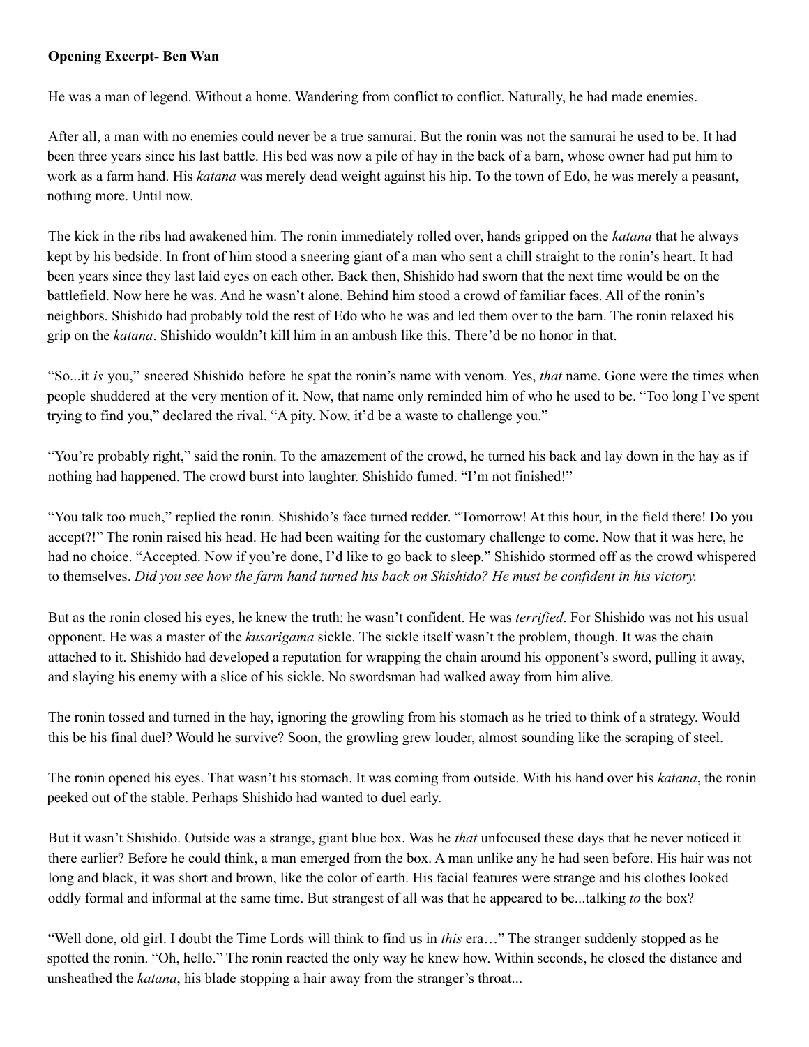**Opening Excerpt- Ben Wan**

He was a man of legend. Without a home. Wandering from conflict to conflict. Naturally, he had made enemies.

After all, a man with no enemies could never be a true samurai. But the ronin was not the samurai he used to be. It had been three years since his last battle. His bed was now a pile of hay in the back of a barn, whose owner had put him to work as a farm hand. His *katana* was merely dead weight against his hip. To the town of Edo, he was merely a peasant, nothing more. Until now.

The kick in the ribs had awakened him. The ronin immediately rolled over, hands gripped on the *katana* that he always kept by his bedside. In front of him stood a sneering giant of a man who sent a chill straight to the ronin's heart. It had been years since they last laid eyes on each other. Back then, Shishido had sworn that the next time would be on the battlefield. Now here he was. And he wasn't alone. Behind him stood a crowd of familiar faces. All of the ronin's neighbors. Shishido had probably told the rest of Edo who he was and led them over to the barn. The ronin relaxed his grip on the *katana*. Shishido wouldn't kill him in an ambush like this. There'd be no honor in that.

"So...it *is* you," sneered Shishido before he spat the ronin's name with venom. Yes, *that* name. Gone were the times when people shuddered at the very mention of it. Now, that name only reminded him of who he used to be. "Too long I've spent trying to find you," declared the rival. "A pity. Now, it'd be a waste to challenge you."

"You're probably right," said the ronin. To the amazement of the crowd, he turned his back and lay down in the hay as if nothing had happened. The crowd burst into laughter. Shishido fumed. "I'm not finished!"

"You talk too much," replied the ronin. Shishido's face turned redder. "Tomorrow! At this hour, in the field there! Do you accept?!" The ronin raised his head. He had been waiting for the customary challenge to come. Now that it was here, he had no choice. "Accepted. Now if you're done, I'd like to go back to sleep." Shishido stormed off as the crowd whispered to themselves. *Did you see how the farm hand turned his back on Shishido? He must be confident in his victory.*

But as the ronin closed his eyes, he knew the truth: he wasn't confident. He was *terrified*. For Shishido was not his usual opponent. He was a master of the *kusarigama* sickle. The sickle itself wasn't the problem, though. It was the chain attached to it. Shishido had developed a reputation for wrapping the chain around his opponent's sword, pulling it away, and slaying his enemy with a slice of his sickle. No swordsman had walked away from him alive.

The ronin tossed and turned in the hay, ignoring the growling from his stomach as he tried to think of a strategy. Would this be his final duel? Would he survive? Soon, the growling grew louder, almost sounding like the scraping of steel.

The ronin opened his eyes. That wasn't his stomach. It was coming from outside. With his hand over his *katana*, the ronin peeked out of the stable. Perhaps Shishido had wanted to duel early.

But it wasn't Shishido. Outside was a strange, giant blue box. Was he *that* unfocused these days that he never noticed it there earlier? Before he could think, a man emerged from the box. A man unlike any he had seen before. His hair was not long and black, it was short and brown, like the color of earth. His facial features were strange and his clothes looked oddly formal and informal at the same time. But strangest of all was that he appeared to be...talking *to* the box?

"Well done, old girl. I doubt the Time Lords will think to find us in *this* era…" The stranger suddenly stopped as he spotted the ronin. "Oh, hello." The ronin reacted the only way he knew how. Within seconds, he closed the distance and unsheathed the *katana*, his blade stopping a hair away from the stranger's throat...